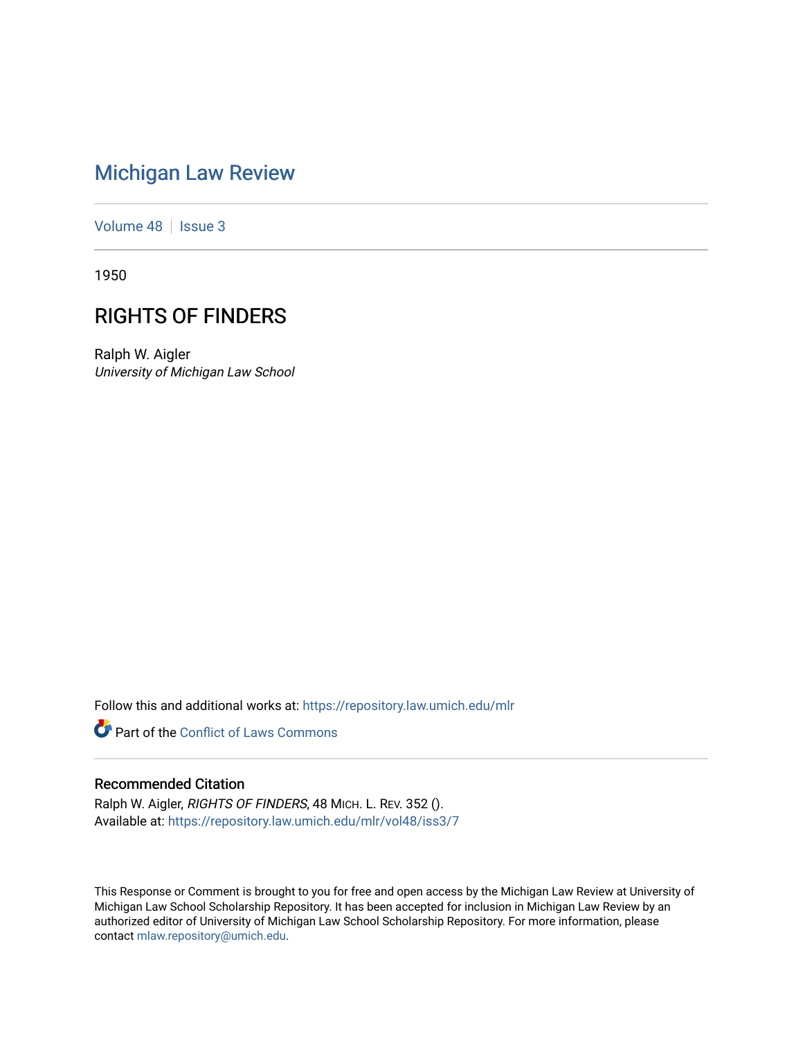# Michigan Law Review

Volume 48 | Issue 3

1950

## RIGHTS OF FINDERS

Ralph W. Aigler
*University of Michigan Law School*

Follow this and additional works at: https://repository.law.umich.edu/mlr

Part of the Conflict of Laws Commons

### Recommended Citation

Ralph W. Aigler, *RIGHTS OF FINDERS*, 48 MICH. L. REV. 352 ().
Available at: https://repository.law.umich.edu/mlr/vol48/iss3/7

This Response or Comment is brought to you for free and open access by the Michigan Law Review at University of Michigan Law School Scholarship Repository. It has been accepted for inclusion in Michigan Law Review by an authorized editor of University of Michigan Law School Scholarship Repository. For more information, please contact mlaw.repository@umich.edu.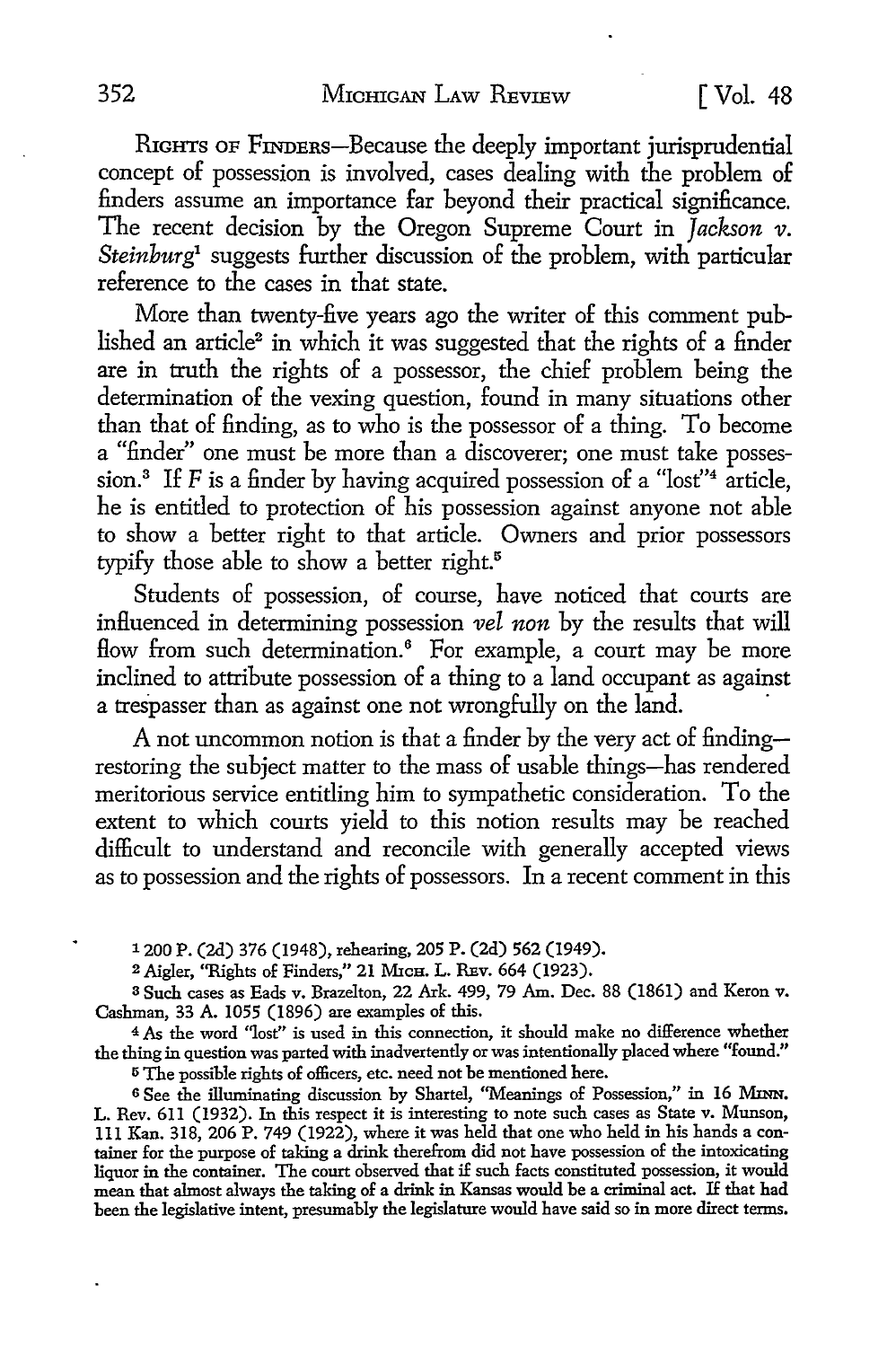RIGHTS OF FINDERS—Because the deeply important jurisprudential concept of possession is involved, cases dealing with the problem of finders assume an importance far beyond their practical significance. The recent decision by the Oregon Supreme Court in *Jackson v. Steinburg*[1] suggests further discussion of the problem, with particular reference to the cases in that state.

More than twenty-five years ago the writer of this comment published an article[2] in which it was suggested that the rights of a finder are in truth the rights of a possessor, the chief problem being the determination of the vexing question, found in many situations other than that of finding, as to who is the possessor of a thing. To become a "finder" one must be more than a discoverer; one must take possession.[3] If *F* is a finder by having acquired possession of a "lost"[4] article, he is entitled to protection of his possession against anyone not able to show a better right to that article. Owners and prior possessors typify those able to show a better right.[5]

Students of possession, of course, have noticed that courts are influenced in determining possession *vel non* by the results that will flow from such determination.[6] For example, a court may be more inclined to attribute possession of a thing to a land occupant as against a trespasser than as against one not wrongfully on the land.

A not uncommon notion is that a finder by the very act of finding—restoring the subject matter to the mass of usable things—has rendered meritorious service entitling him to sympathetic consideration. To the extent to which courts yield to this notion results may be reached difficult to understand and reconcile with generally accepted views as to possession and the rights of possessors. In a recent comment in this

---

[1] 200 P. (2d) 376 (1948), rehearing, 205 P. (2d) 562 (1949).

[2] Aigler, "Rights of Finders," 21 MICH. L. REV. 664 (1923).

[3] Such cases as Eads v. Brazelton, 22 Ark. 499, 79 Am. Dec. 88 (1861) and Keron v. Cashman, 33 A. 1055 (1896) are examples of this.

[4] As the word "lost" is used in this connection, it should make no difference whether the thing in question was parted with inadvertently or was intentionally placed where "found."

[5] The possible rights of officers, etc. need not be mentioned here.

[6] See the illuminating discussion by Shartel, "Meanings of Possession," in 16 MINN. L. REV. 611 (1932). In this respect it is interesting to note such cases as State v. Munson, 111 Kan. 318, 206 P. 749 (1922), where it was held that one who held in his hands a container for the purpose of taking a drink therefrom did not have possession of the intoxicating liquor in the container. The court observed that if such facts constituted possession, it would mean that almost always the taking of a drink in Kansas would be a criminal act. If that had been the legislative intent, presumably the legislature would have said so in more direct terms.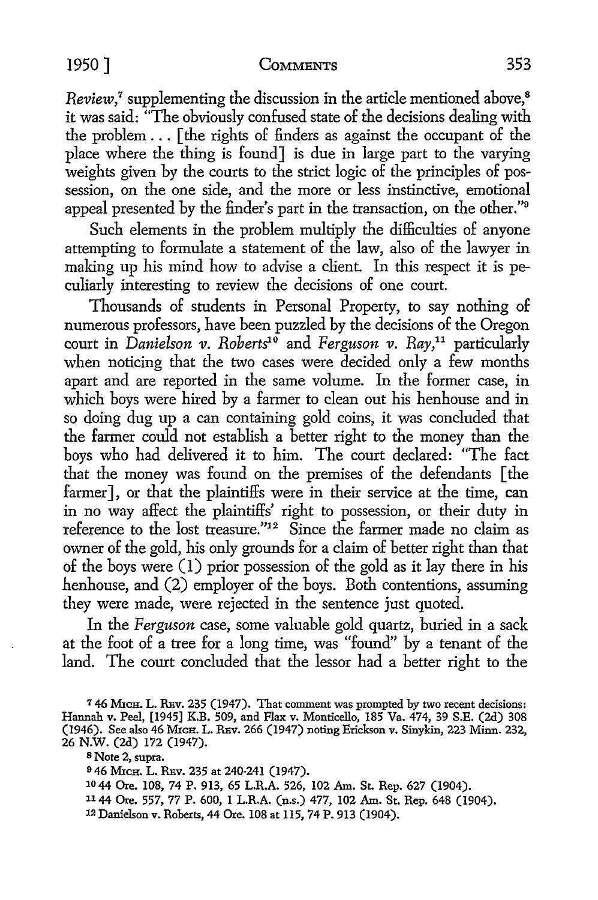*Review*,[7] supplementing the discussion in the article mentioned above,[8] it was said: "The obviously confused state of the decisions dealing with the problem . . . [the rights of finders as against the occupant of the place where the thing is found] is due in large part to the varying weights given by the courts to the strict logic of the principles of possession, on the one side, and the more or less instinctive, emotional appeal presented by the finder's part in the transaction, on the other."[9]

Such elements in the problem multiply the difficulties of anyone attempting to formulate a statement of the law, also of the lawyer in making up his mind how to advise a client. In this respect it is peculiarly interesting to review the decisions of one court.

Thousands of students in Personal Property, to say nothing of numerous professors, have been puzzled by the decisions of the Oregon court in *Danielson v. Roberts*[10] and *Ferguson v. Ray*,[11] particularly when noticing that the two cases were decided only a few months apart and are reported in the same volume. In the former case, in which boys were hired by a farmer to clean out his henhouse and in so doing dug up a can containing gold coins, it was concluded that the farmer could not establish a better right to the money than the boys who had delivered it to him. The court declared: "The fact that the money was found on the premises of the defendants [the farmer], or that the plaintiffs were in their service at the time, can in no way affect the plaintiffs' right to possession, or their duty in reference to the lost treasure."[12] Since the farmer made no claim as owner of the gold, his only grounds for a claim of better right than that of the boys were (1) prior possession of the gold as it lay there in his henhouse, and (2) employer of the boys. Both contentions, assuming they were made, were rejected in the sentence just quoted.

In the *Ferguson* case, some valuable gold quartz, buried in a sack at the foot of a tree for a long time, was "found" by a tenant of the land. The court concluded that the lessor had a better right to the

---

[7] 46 Mich. L. Rev. 235 (1947). That comment was prompted by two recent decisions: Hannah v. Peel, [1945] K.B. 509, and Flax v. Monticello, 185 Va. 474, 39 S.E. (2d) 308 (1946). See also 46 Mich. L. Rev. 266 (1947) noting Erickson v. Sinykin, 223 Minn. 232, 26 N.W. (2d) 172 (1947).

[8] Note 2, supra.

[9] 46 Mich. L. Rev. 235 at 240-241 (1947).

[10] 44 Ore. 108, 74 P. 913, 65 L.R.A. 526, 102 Am. St. Rep. 627 (1904).

[11] 44 Ore. 557, 77 P. 600, 1 L.R.A. (n.s.) 477, 102 Am. St. Rep. 648 (1904).

[12] Danielson v. Roberts, 44 Ore. 108 at 115, 74 P. 913 (1904).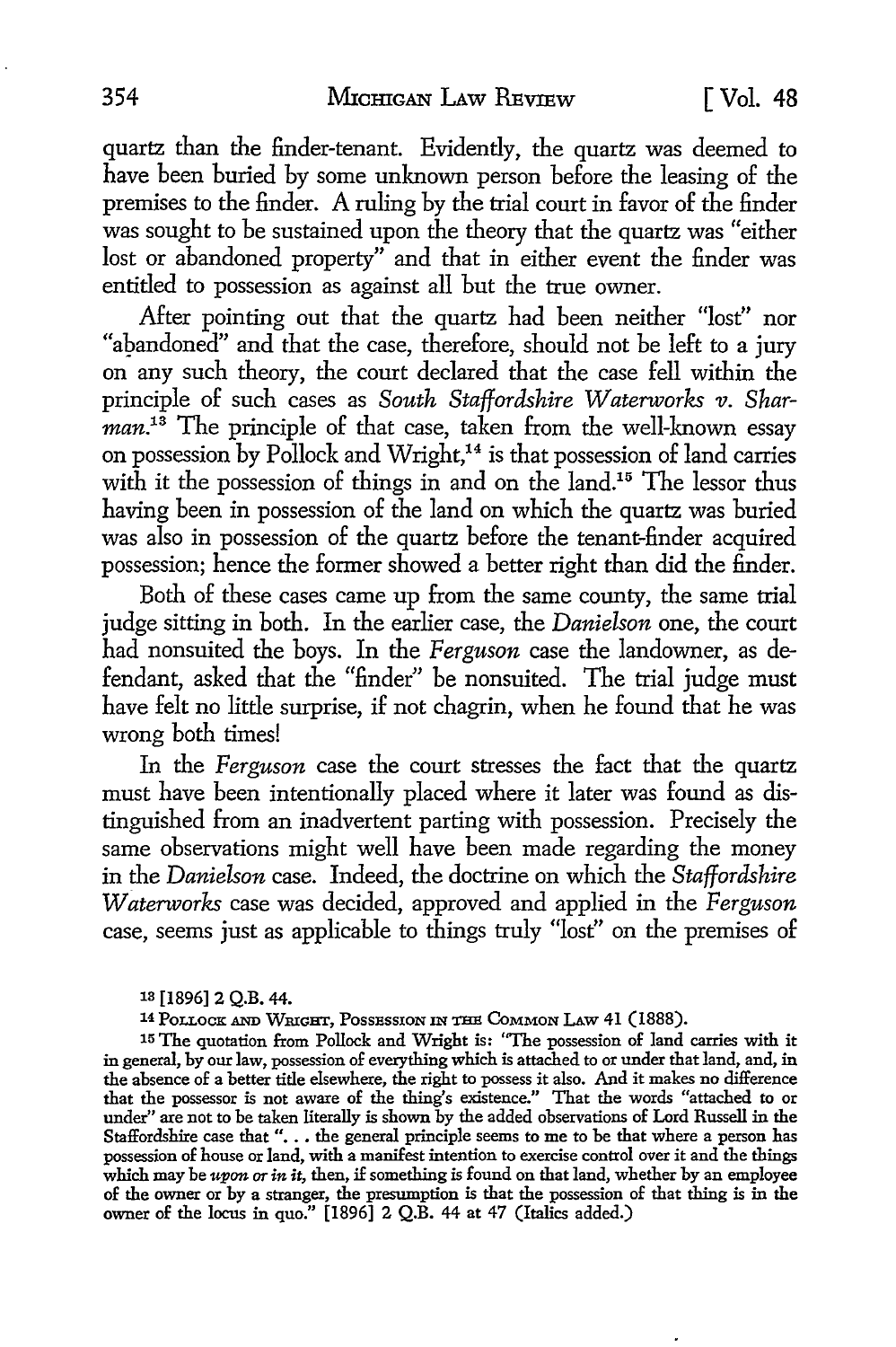quartz than the finder-tenant. Evidently, the quartz was deemed to have been buried by some unknown person before the leasing of the premises to the finder. A ruling by the trial court in favor of the finder was sought to be sustained upon the theory that the quartz was "either lost or abandoned property" and that in either event the finder was entitled to possession as against all but the true owner.

After pointing out that the quartz had been neither "lost" nor "abandoned" and that the case, therefore, should not be left to a jury on any such theory, the court declared that the case fell within the principle of such cases as *South Staffordshire Waterworks v. Sharman*.[13] The principle of that case, taken from the well-known essay on possession by Pollock and Wright,[14] is that possession of land carries with it the possession of things in and on the land.[15] The lessor thus having been in possession of the land on which the quartz was buried was also in possession of the quartz before the tenant-finder acquired possession; hence the former showed a better right than did the finder.

Both of these cases came up from the same county, the same trial judge sitting in both. In the earlier case, the *Danielson* one, the court had nonsuited the boys. In the *Ferguson* case the landowner, as defendant, asked that the "finder" be nonsuited. The trial judge must have felt no little surprise, if not chagrin, when he found that he was wrong both times!

In the *Ferguson* case the court stresses the fact that the quartz must have been intentionally placed where it later was found as distinguished from an inadvertent parting with possession. Precisely the same observations might well have been made regarding the money in the *Danielson* case. Indeed, the doctrine on which the *Staffordshire Waterworks* case was decided, approved and applied in the *Ferguson* case, seems just as applicable to things truly "lost" on the premises of

---

[13] [1896] 2 Q.B. 44.

[14] POLLOCK AND WRIGHT, POSSESSION IN THE COMMON LAW 41 (1888).

[15] The quotation from Pollock and Wright is: "The possession of land carries with it in general, by our law, possession of everything which is attached to or under that land, and, in the absence of a better title elsewhere, the right to possess it also. And it makes no difference that the possessor is not aware of the thing's existence." That the words "attached to or under" are not to be taken literally is shown by the added observations of Lord Russell in the Staffordshire case that ". . . the general principle seems to me to be that where a person has possession of house or land, with a manifest intention to exercise control over it and the things which may be *upon or in it*, then, if something is found on that land, whether by an employee of the owner or by a stranger, the presumption is that the possession of that thing is in the owner of the locus in quo." [1896] 2 Q.B. 44 at 47 (Italics added.)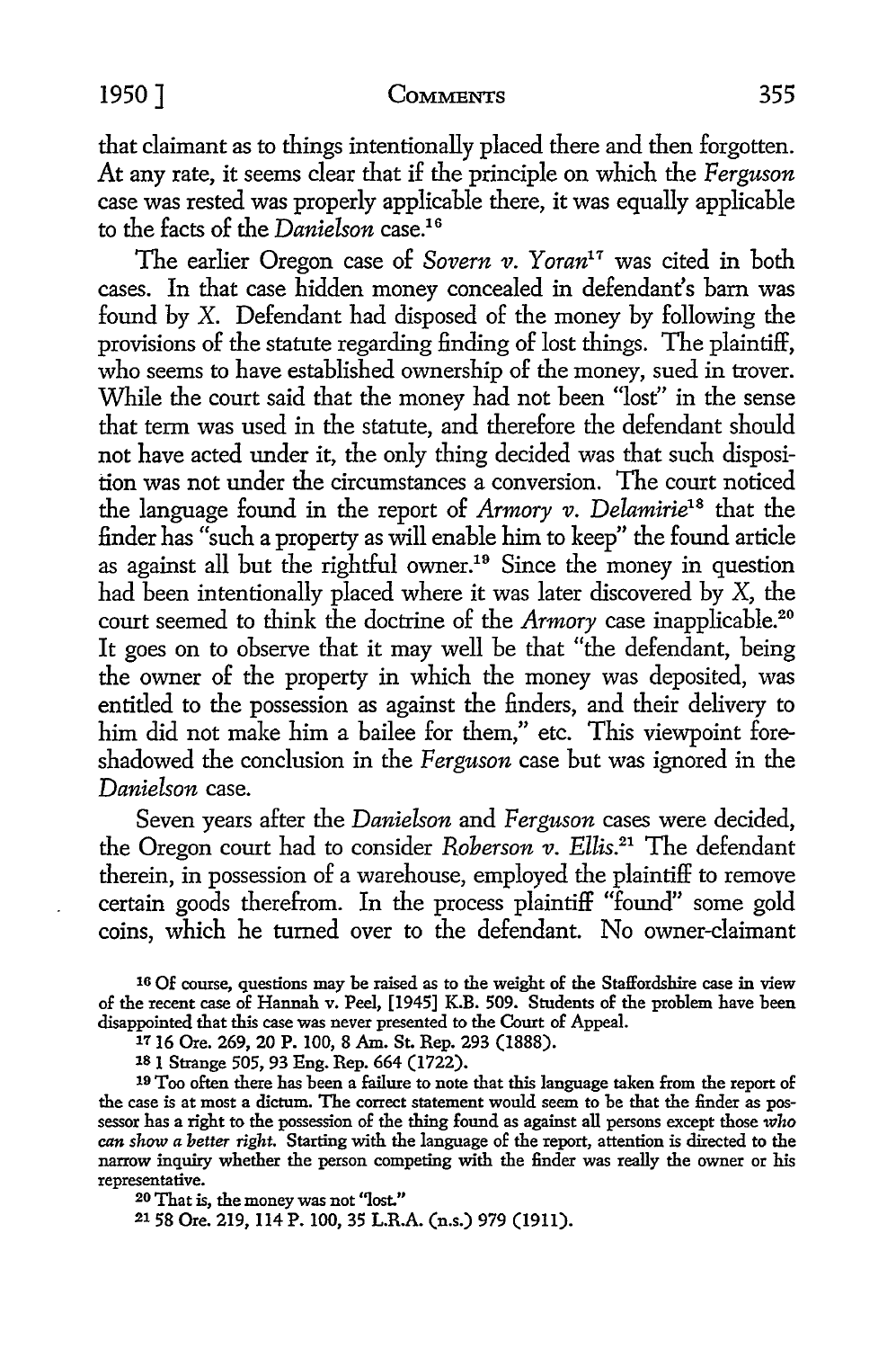that claimant as to things intentionally placed there and then forgotten. At any rate, it seems clear that if the principle on which the *Ferguson* case was rested was properly applicable there, it was equally applicable to the facts of the *Danielson* case.[16]

The earlier Oregon case of *Sovern v. Yoran*[17] was cited in both cases. In that case hidden money concealed in defendant's barn was found by X. Defendant had disposed of the money by following the provisions of the statute regarding finding of lost things. The plaintiff, who seems to have established ownership of the money, sued in trover. While the court said that the money had not been "lost" in the sense that term was used in the statute, and therefore the defendant should not have acted under it, the only thing decided was that such disposition was not under the circumstances a conversion. The court noticed the language found in the report of *Armory v. Delamirie*[18] that the finder has "such a property as will enable him to keep" the found article as against all but the rightful owner.[19] Since the money in question had been intentionally placed where it was later discovered by X, the court seemed to think the doctrine of the *Armory* case inapplicable.[20] It goes on to observe that it may well be that "the defendant, being the owner of the property in which the money was deposited, was entitled to the possession as against the finders, and their delivery to him did not make him a bailee for them," etc. This viewpoint foreshadowed the conclusion in the *Ferguson* case but was ignored in the *Danielson* case.

Seven years after the *Danielson* and *Ferguson* cases were decided, the Oregon court had to consider *Roberson v. Ellis*.[21] The defendant therein, in possession of a warehouse, employed the plaintiff to remove certain goods therefrom. In the process plaintiff "found" some gold coins, which he turned over to the defendant. No owner-claimant

---

[16] Of course, questions may be raised as to the weight of the Staffordshire case in view of the recent case of Hannah v. Peel, [1945] K.B. 509. Students of the problem have been disappointed that this case was never presented to the Court of Appeal.

[17] 16 Ore. 269, 20 P. 100, 8 Am. St. Rep. 293 (1888).

[18] 1 Strange 505, 93 Eng. Rep. 664 (1722).

[19] Too often there has been a failure to note that this language taken from the report of the case is at most a dictum. The correct statement would seem to be that the finder as possessor has a right to the possession of the thing found as against all persons except those *who can show a better right*. Starting with the language of the report, attention is directed to the narrow inquiry whether the person competing with the finder was really the owner or his representative.

[20] That is, the money was not "lost."

[21] 58 Ore. 219, 114 P. 100, 35 L.R.A. (n.s.) 979 (1911).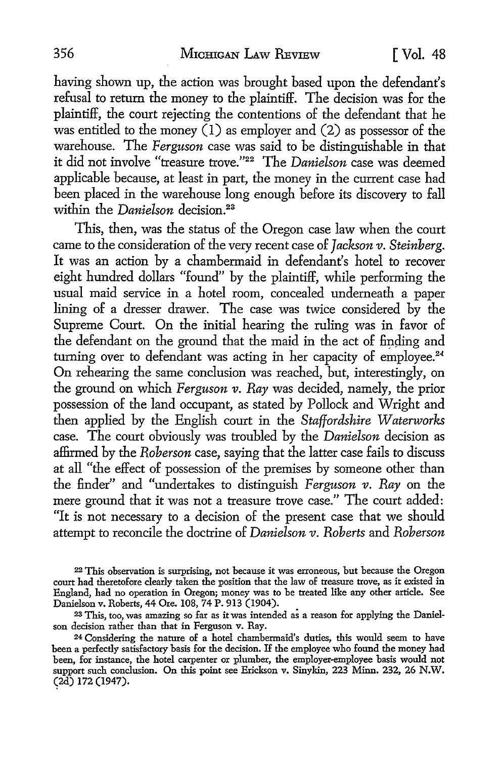having shown up, the action was brought based upon the defendant's refusal to return the money to the plaintiff. The decision was for the plaintiff, the court rejecting the contentions of the defendant that he was entitled to the money (1) as employer and (2) as possessor of the warehouse. The *Ferguson* case was said to be distinguishable in that it did not involve "treasure trove."[22] The *Danielson* case was deemed applicable because, at least in part, the money in the current case had been placed in the warehouse long enough before its discovery to fall within the *Danielson* decision.[23]

This, then, was the status of the Oregon case law when the court came to the consideration of the very recent case of *Jackson v. Steinberg*. It was an action by a chambermaid in defendant's hotel to recover eight hundred dollars "found" by the plaintiff, while performing the usual maid service in a hotel room, concealed underneath a paper lining of a dresser drawer. The case was twice considered by the Supreme Court. On the initial hearing the ruling was in favor of the defendant on the ground that the maid in the act of finding and turning over to defendant was acting in her capacity of employee.[24] On rehearing the same conclusion was reached, but, interestingly, on the ground on which *Ferguson v. Ray* was decided, namely, the prior possession of the land occupant, as stated by Pollock and Wright and then applied by the English court in the *Staffordshire Waterworks* case. The court obviously was troubled by the *Danielson* decision as affirmed by the *Roberson* case, saying that the latter case fails to discuss at all "the effect of possession of the premises by someone other than the finder" and "undertakes to distinguish *Ferguson v. Ray* on the mere ground that it was not a treasure trove case." The court added: "It is not necessary to a decision of the present case that we should attempt to reconcile the doctrine of *Danielson v. Roberts* and *Roberson*

---

[22] This observation is surprising, not because it was erroneous, but because the Oregon court had theretofore clearly taken the position that the law of treasure trove, as it existed in England, had no operation in Oregon; money was to be treated like any other article. See Danielson v. Roberts, 44 Ore. 108, 74 P. 913 (1904).

[23] This, too, was amazing so far as it was intended as a reason for applying the Danielson decision rather than that in Ferguson v. Ray.

[24] Considering the nature of a hotel chambermaid's duties, this would seem to have been a perfectly satisfactory basis for the decision. If the employee who found the money had been, for instance, the hotel carpenter or plumber, the employer-employee basis would not support such conclusion. On this point see Erickson v. Sinykin, 223 Minn. 232, 26 N.W. (2d) 172 (1947).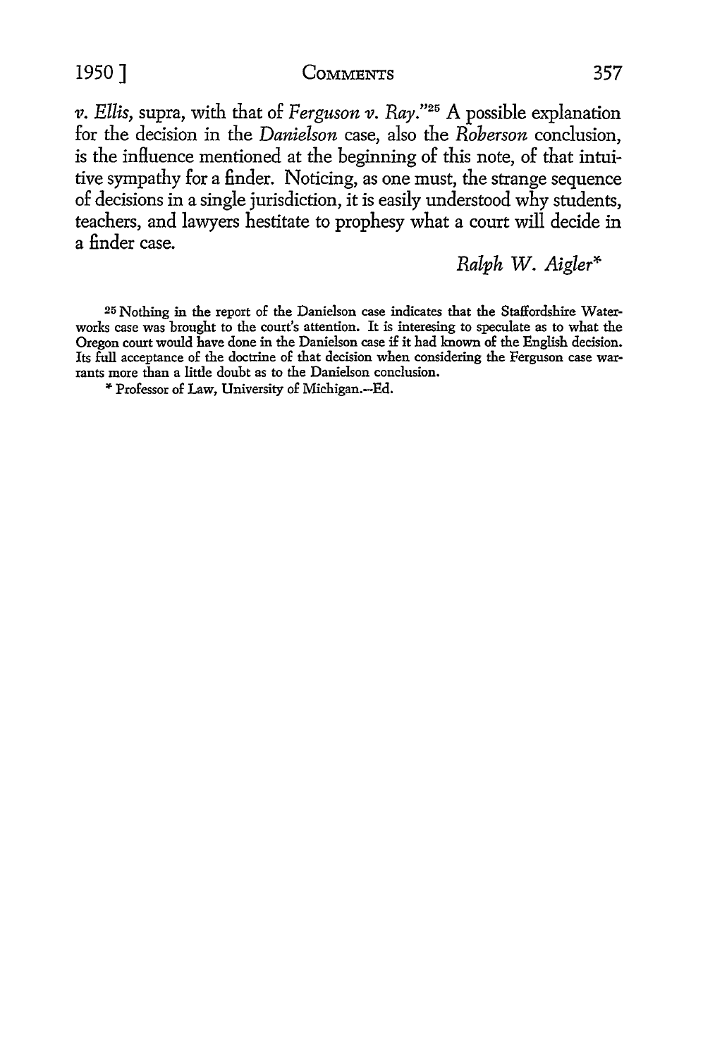*v. Ellis*, supra, with that of *Ferguson v. Ray*."[25] A possible explanation for the decision in the *Danielson* case, also the *Roberson* conclusion, is the influence mentioned at the beginning of this note, of that intuitive sympathy for a finder. Noticing, as one must, the strange sequence of decisions in a single jurisdiction, it is easily understood why students, teachers, and lawyers hestitate to prophesy what a court will decide in a finder case.

*Ralph W. Aigler**

[25] Nothing in the report of the Danielson case indicates that the Staffordshire Waterworks case was brought to the court's attention. It is interesing to speculate as to what the Oregon court would have done in the Danielson case if it had known of the English decision. Its full acceptance of the doctrine of that decision when considering the Ferguson case warrants more than a little doubt as to the Danielson conclusion.

* Professor of Law, University of Michigan.—Ed.